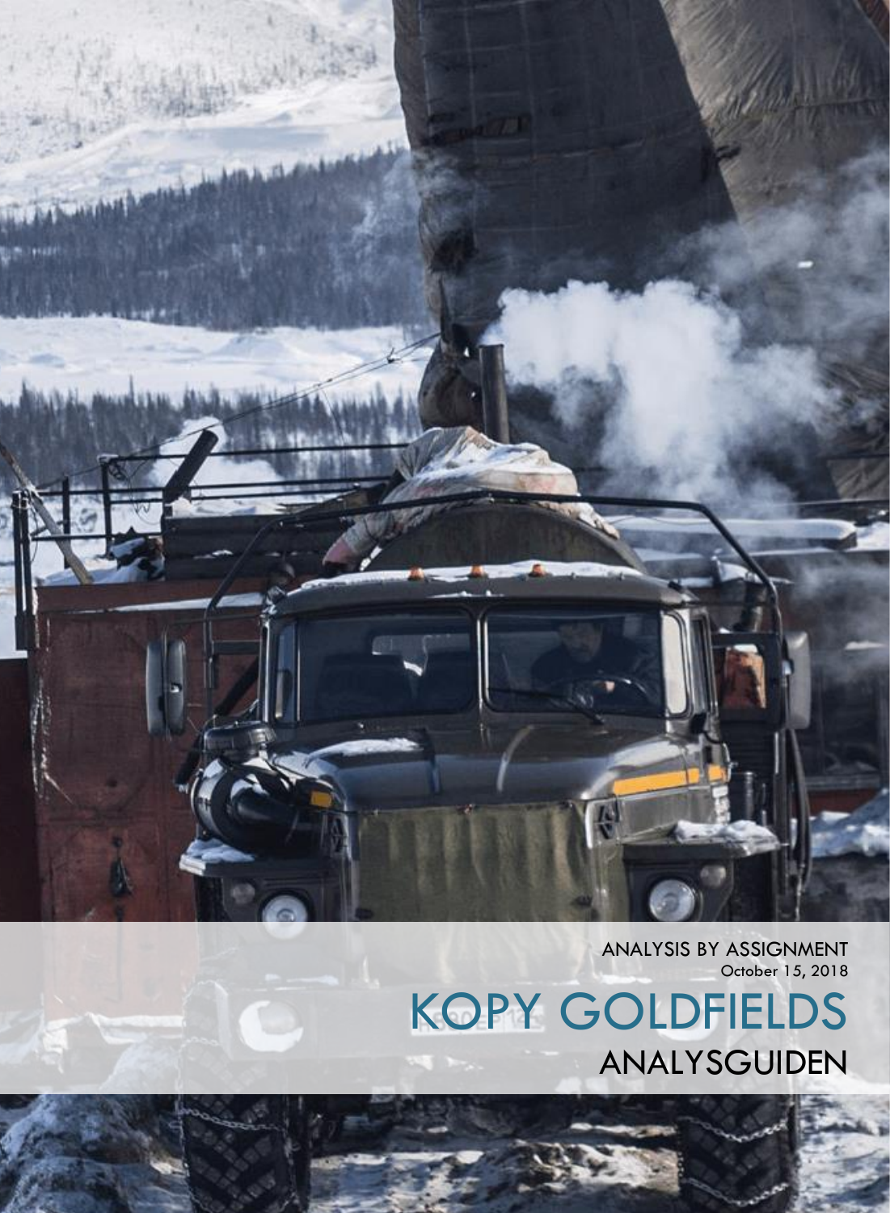ANALYSIS BY ASSIGNMENT

October 15, 2018

# KOPY GOLDFIELDS

## ANALYSGUIDEN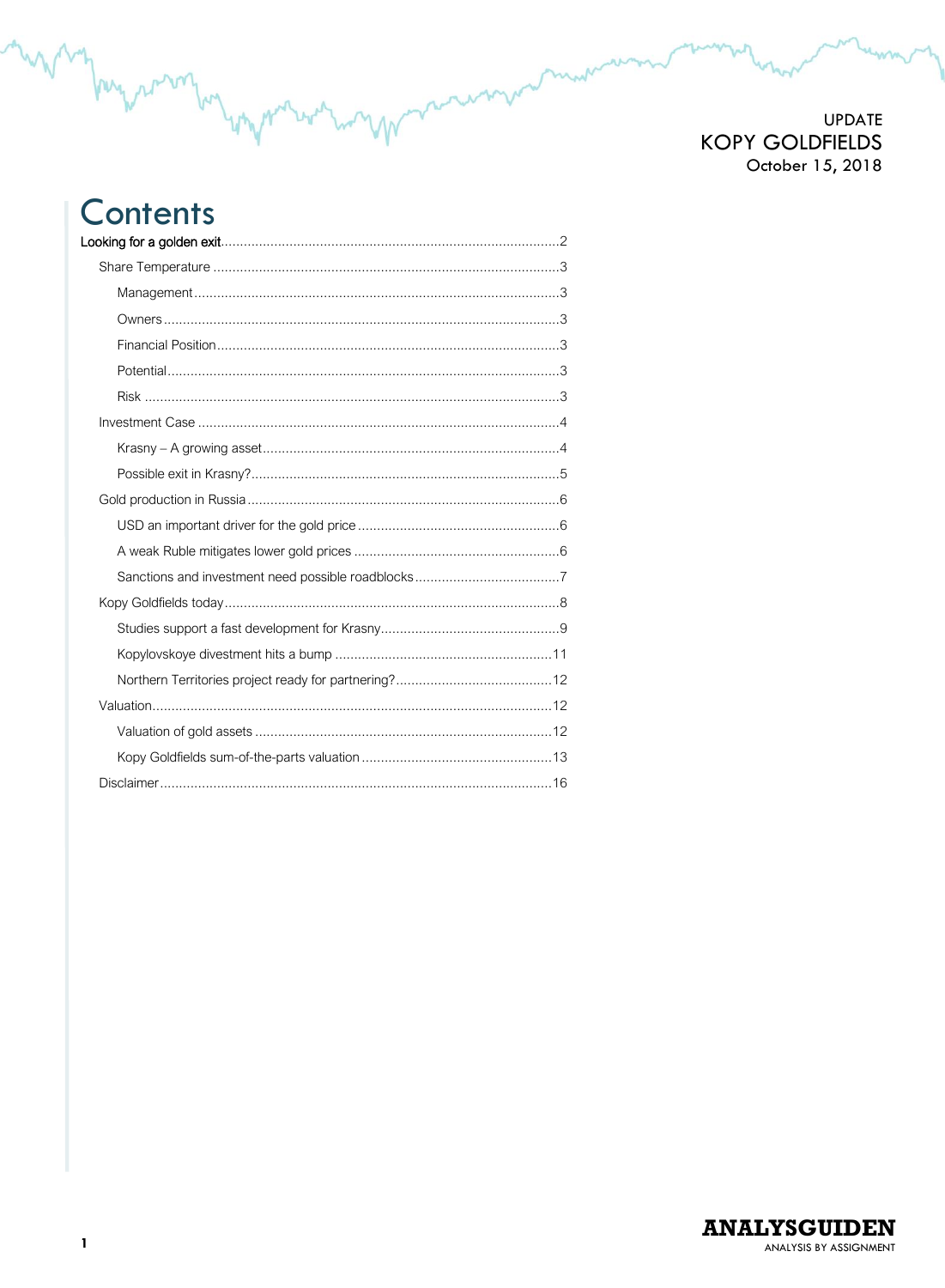# Contents

Looking for a golden exit........2

- Share Temperature........3
  - Management........3
  - Owners........3
  - Financial Position........3
  - Potential........3
  - Risk........3
- Investment Case........4
  - Krasny – A growing asset........4
  - Possible exit in Krasny?........5
- Gold production in Russia........6
  - USD an important driver for the gold price........6
  - A weak Ruble mitigates lower gold prices........6
  - Sanctions and investment need possible roadblocks........7
- Kopy Goldfields today........8
  - Studies support a fast development for Krasny........9
  - Kopylovskoye divestment hits a bump........11
  - Northern Territories project ready for partnering?........12
- Valuation........12
  - Valuation of gold assets........12
  - Kopy Goldfields sum-of-the-parts valuation........13
- Disclaimer........16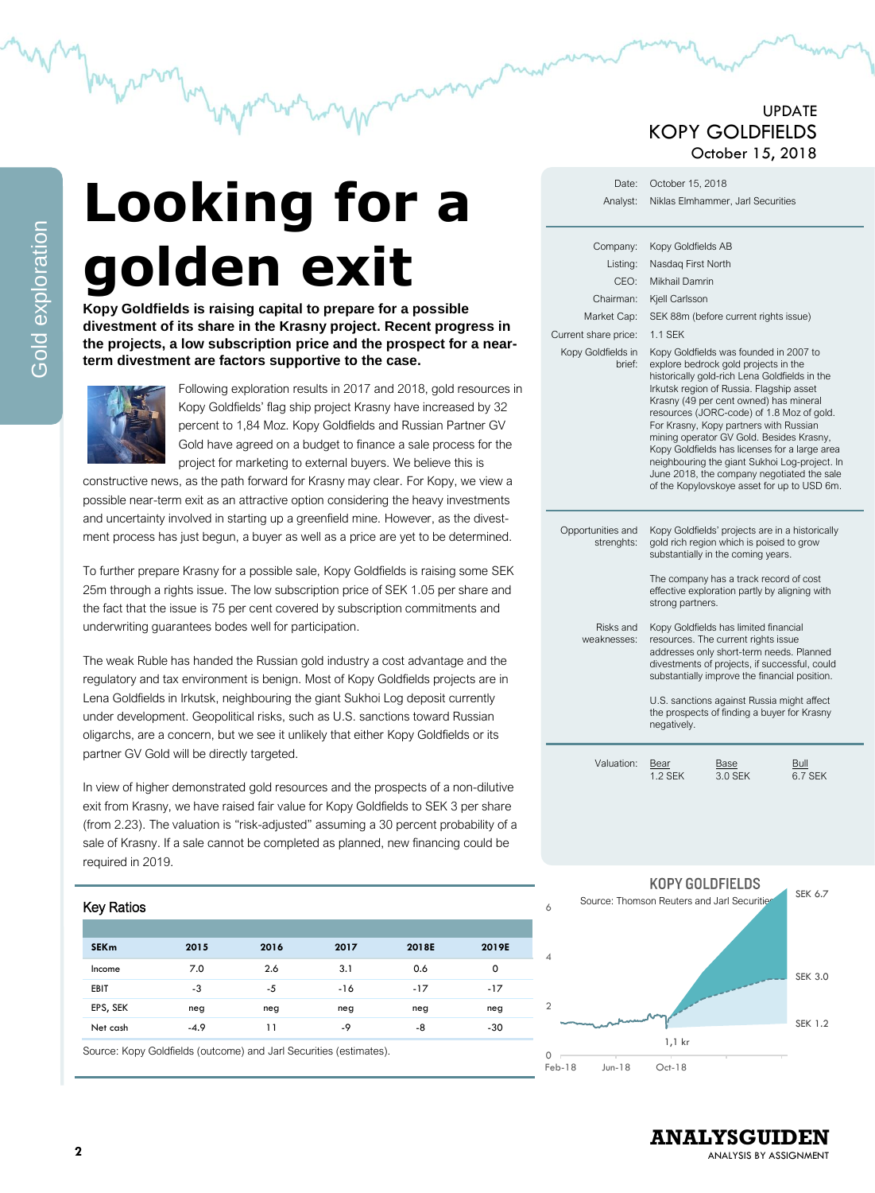UPDATE
KOPY GOLDFIELDS
October 15, 2018

Gold exploration

# Looking for a golden exit

**Kopy Goldfields is raising capital to prepare for a possible divestment of its share in the Krasny project. Recent progress in the projects, a low subscription price and the prospect for a near-term divestment are factors supportive to the case.**

Following exploration results in 2017 and 2018, gold resources in Kopy Goldfields' flag ship project Krasny have increased by 32 percent to 1,84 Moz. Kopy Goldfields and Russian Partner GV Gold have agreed on a budget to finance a sale process for the project for marketing to external buyers. We believe this is constructive news, as the path forward for Krasny may clear. For Kopy, we view a possible near-term exit as an attractive option considering the heavy investments and uncertainty involved in starting up a greenfield mine. However, as the divestment process has just begun, a buyer as well as a price are yet to be determined.

To further prepare Krasny for a possible sale, Kopy Goldfields is raising some SEK 25m through a rights issue. The low subscription price of SEK 1.05 per share and the fact that the issue is 75 per cent covered by subscription commitments and underwriting guarantees bodes well for participation.

The weak Ruble has handed the Russian gold industry a cost advantage and the regulatory and tax environment is benign. Most of Kopy Goldfields projects are in Lena Goldfields in Irkutsk, neighbouring the giant Sukhoi Log deposit currently under development. Geopolitical risks, such as U.S. sanctions toward Russian oligarchs, are a concern, but we see it unlikely that either Kopy Goldfields or its partner GV Gold will be directly targeted.

In view of higher demonstrated gold resources and the prospects of a non-dilutive exit from Krasny, we have raised fair value for Kopy Goldfields to SEK 3 per share (from 2.23). The valuation is "risk-adjusted" assuming a 30 percent probability of a sale of Krasny. If a sale cannot be completed as planned, new financing could be required in 2019.

## Key Ratios

| SEKm | 2015 | 2016 | 2017 | 2018E | 2019E |
|---|---|---|---|---|---|
| Income | 7.0 | 2.6 | 3.1 | 0.6 | 0 |
| EBIT | -3 | -5 | -16 | -17 | -17 |
| EPS, SEK | neg | neg | neg | neg | neg |
| Net cash | -4.9 | 11 | -9 | -8 | -30 |

Source: Kopy Goldfields (outcome) and Jarl Securities (estimates).

| | |
|---|---|
| Date: | October 15, 2018 |
| Analyst: | Niklas Elmhammer, Jarl Securities |
| Company: | Kopy Goldfields AB |
| Listing: | Nasdaq First North |
| CEO: | Mikhail Damrin |
| Chairman: | Kjell Carlsson |
| Market Cap: | SEK 88m (before current rights issue) |
| Current share price: | 1.1 SEK |
| Kopy Goldfields in brief: | Kopy Goldfields was founded in 2007 to explore bedrock gold projects in the historically gold-rich Lena Goldfields in the Irkutsk region of Russia. Flagship asset Krasny (49 per cent owned) has mineral resources (JORC-code) of 1.8 Moz of gold. For Krasny, Kopy partners with Russian mining operator GV Gold. Besides Krasny, Kopy Goldfields has licenses for a large area neighbouring the giant Sukhoi Log-project. In June 2018, the company negotiated the sale of the Kopylovskoye asset for up to USD 6m. |
| Opportunities and strenghts: | Kopy Goldfields' projects are in a historically gold rich region which is poised to grow substantially in the coming years. The company has a track record of cost effective exploration partly by aligning with strong partners. |
| Risks and weaknesses: | Kopy Goldfields has limited financial resources. The current rights issue addresses only short-term needs. Planned divestments of projects, if successful, could substantially improve the financial position. U.S. sanctions against Russia might affect the prospects of finding a buyer for Krasny negatively. |

| Valuation: | Bear | Base | Bull |
|---|---|---|---|
| | 1.2 SEK | 3.0 SEK | 6.7 SEK |

KOPY GOLDFIELDS

Source: Thomson Reuters and Jarl Securities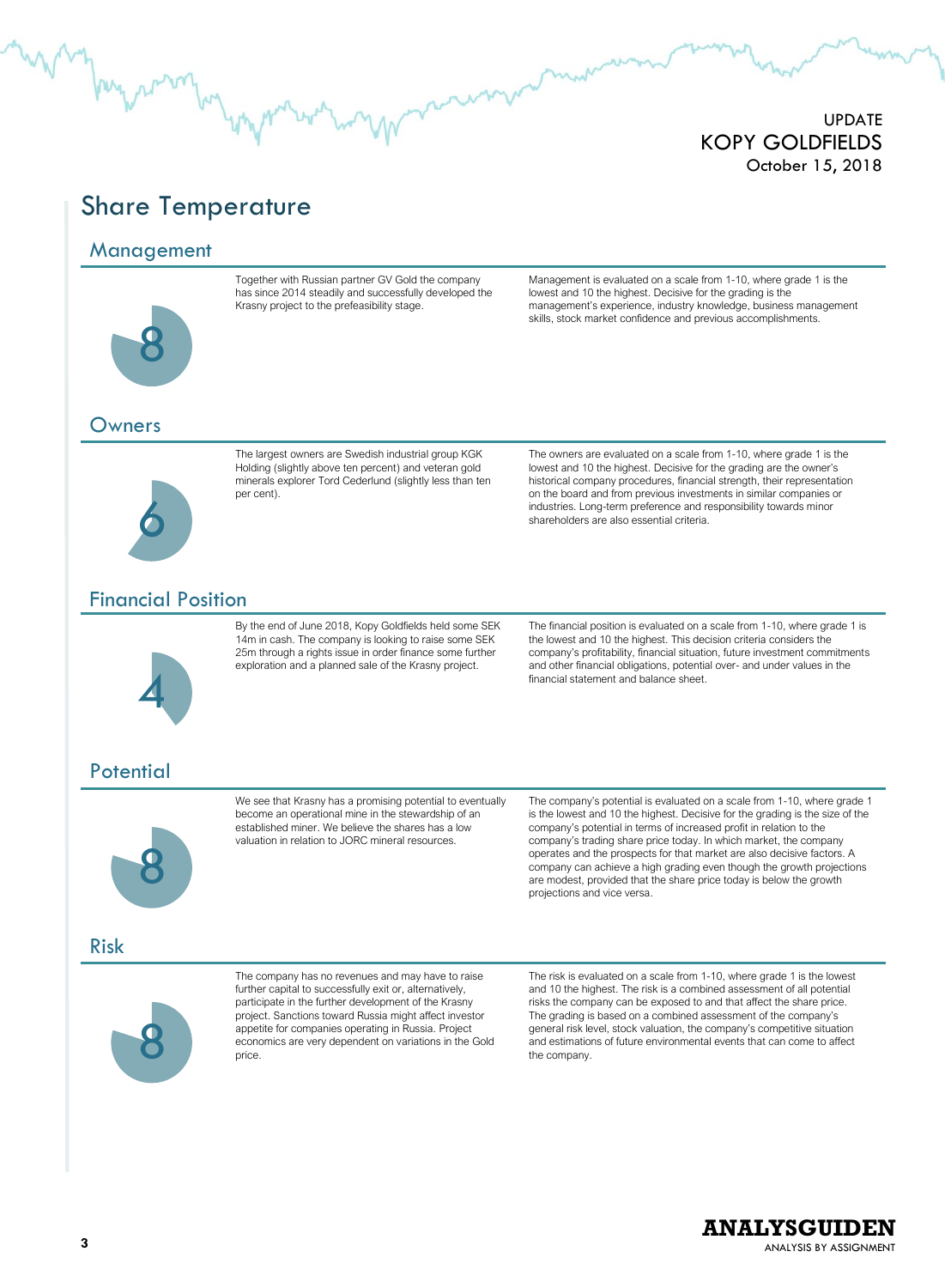# Share Temperature

## Management

8

Together with Russian partner GV Gold the company has since 2014 steadily and successfully developed the Krasny project to the prefeasibility stage.

Management is evaluated on a scale from 1-10, where grade 1 is the lowest and 10 the highest. Decisive for the grading is the management's experience, industry knowledge, business management skills, stock market confidence and previous accomplishments.

## Owners

6

The largest owners are Swedish industrial group KGK Holding (slightly above ten percent) and veteran gold minerals explorer Tord Cederlund (slightly less than ten per cent).

The owners are evaluated on a scale from 1-10, where grade 1 is the lowest and 10 the highest. Decisive for the grading are the owner's historical company procedures, financial strength, their representation on the board and from previous investments in similar companies or industries. Long-term preference and responsibility towards minor shareholders are also essential criteria.

## Financial Position

4

By the end of June 2018, Kopy Goldfields held some SEK 14m in cash. The company is looking to raise some SEK 25m through a rights issue in order finance some further exploration and a planned sale of the Krasny project.

The financial position is evaluated on a scale from 1-10, where grade 1 is the lowest and 10 the highest. This decision criteria considers the company's profitability, financial situation, future investment commitments and other financial obligations, potential over- and under values in the financial statement and balance sheet.

## Potential

8

We see that Krasny has a promising potential to eventually become an operational mine in the stewardship of an established miner. We believe the shares has a low valuation in relation to JORC mineral resources.

The company's potential is evaluated on a scale from 1-10, where grade 1 is the lowest and 10 the highest. Decisive for the grading is the size of the company's potential in terms of increased profit in relation to the company's trading share price today. In which market, the company operates and the prospects for that market are also decisive factors. A company can achieve a high grading even though the growth projections are modest, provided that the share price today is below the growth projections and vice versa.

## Risk

8

The company has no revenues and may have to raise further capital to successfully exit or, alternatively, participate in the further development of the Krasny project. Sanctions toward Russia might affect investor appetite for companies operating in Russia. Project economics are very dependent on variations in the Gold price.

The risk is evaluated on a scale from 1-10, where grade 1 is the lowest and 10 the highest. The risk is a combined assessment of all potential risks the company can be exposed to and that affect the share price. The grading is based on a combined assessment of the company's general risk level, stock valuation, the company's competitive situation and estimations of future environmental events that can come to affect the company.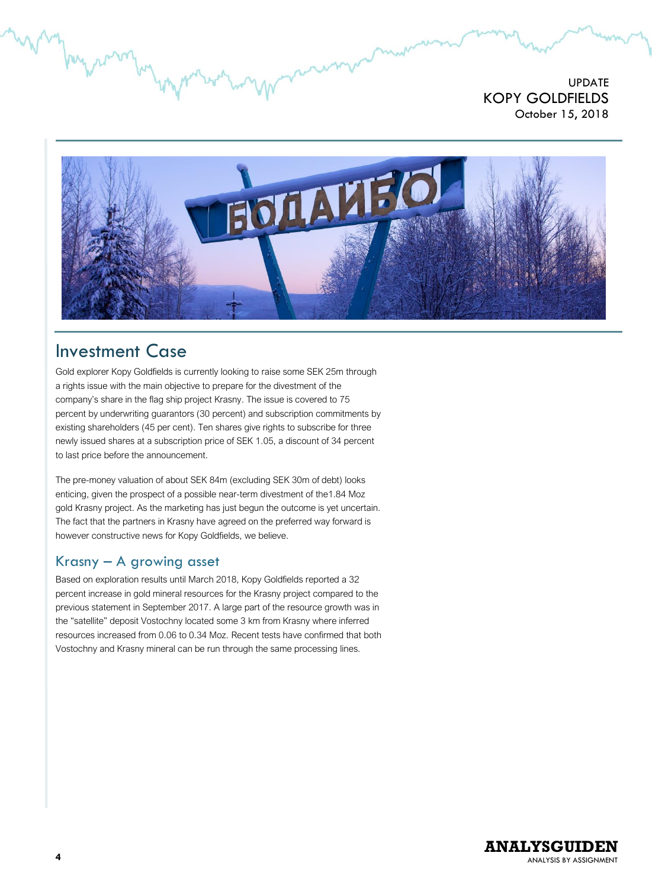## Investment Case

Gold explorer Kopy Goldfields is currently looking to raise some SEK 25m through a rights issue with the main objective to prepare for the divestment of the company's share in the flag ship project Krasny. The issue is covered to 75 percent by underwriting guarantors (30 percent) and subscription commitments by existing shareholders (45 per cent). Ten shares give rights to subscribe for three newly issued shares at a subscription price of SEK 1.05, a discount of 34 percent to last price before the announcement.

The pre-money valuation of about SEK 84m (excluding SEK 30m of debt) looks enticing, given the prospect of a possible near-term divestment of the1.84 Moz gold Krasny project. As the marketing has just begun the outcome is yet uncertain. The fact that the partners in Krasny have agreed on the preferred way forward is however constructive news for Kopy Goldfields, we believe.

### Krasny – A growing asset

Based on exploration results until March 2018, Kopy Goldfields reported a 32 percent increase in gold mineral resources for the Krasny project compared to the previous statement in September 2017. A large part of the resource growth was in the "satellite" deposit Vostochny located some 3 km from Krasny where inferred resources increased from 0.06 to 0.34 Moz. Recent tests have confirmed that both Vostochny and Krasny mineral can be run through the same processing lines.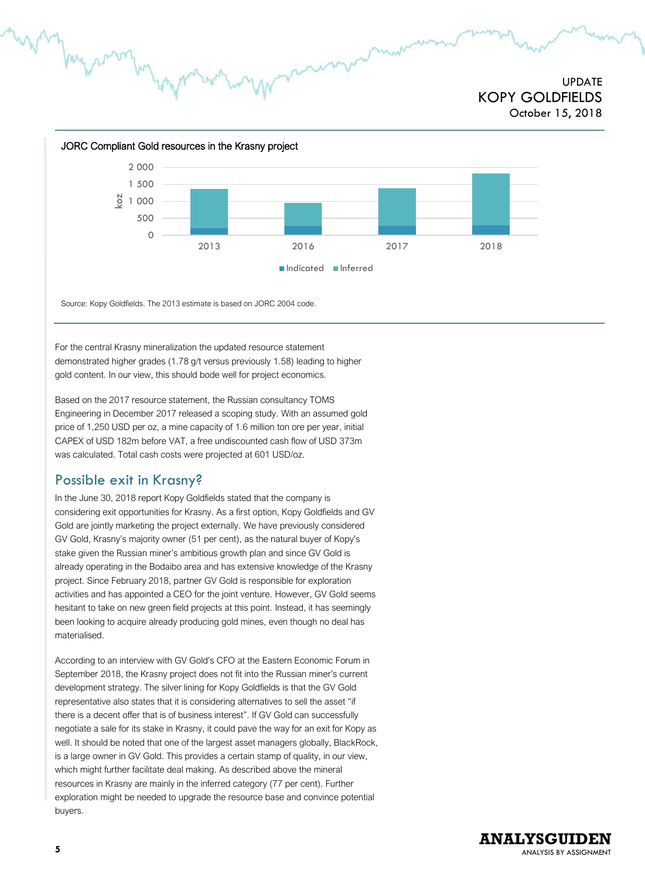JORC Compliant Gold resources in the Krasny project

Source: Kopy Goldfields. The 2013 estimate is based on JORC 2004 code.

For the central Krasny mineralization the updated resource statement demonstrated higher grades (1.78 g/t versus previously 1.58) leading to higher gold content. In our view, this should bode well for project economics.

Based on the 2017 resource statement, the Russian consultancy TOMS Engineering in December 2017 released a scoping study. With an assumed gold price of 1,250 USD per oz, a mine capacity of 1.6 million ton ore per year, initial CAPEX of USD 182m before VAT, a free undiscounted cash flow of USD 373m was calculated. Total cash costs were projected at 601 USD/oz.

## Possible exit in Krasny?

In the June 30, 2018 report Kopy Goldfields stated that the company is considering exit opportunities for Krasny. As a first option, Kopy Goldfields and GV Gold are jointly marketing the project externally. We have previously considered GV Gold, Krasny's majority owner (51 per cent), as the natural buyer of Kopy's stake given the Russian miner's ambitious growth plan and since GV Gold is already operating in the Bodaibo area and has extensive knowledge of the Krasny project. Since February 2018, partner GV Gold is responsible for exploration activities and has appointed a CEO for the joint venture. However, GV Gold seems hesitant to take on new green field projects at this point. Instead, it has seemingly been looking to acquire already producing gold mines, even though no deal has materialised.

According to an interview with GV Gold's CFO at the Eastern Economic Forum in September 2018, the Krasny project does not fit into the Russian miner's current development strategy. The silver lining for Kopy Goldfields is that the GV Gold representative also states that it is considering alternatives to sell the asset "if there is a decent offer that is of business interest". If GV Gold can successfully negotiate a sale for its stake in Krasny, it could pave the way for an exit for Kopy as well. It should be noted that one of the largest asset managers globally, BlackRock, is a large owner in GV Gold. This provides a certain stamp of quality, in our view, which might further facilitate deal making. As described above the mineral resources in Krasny are mainly in the inferred category (77 per cent). Further exploration might be needed to upgrade the resource base and convince potential buyers.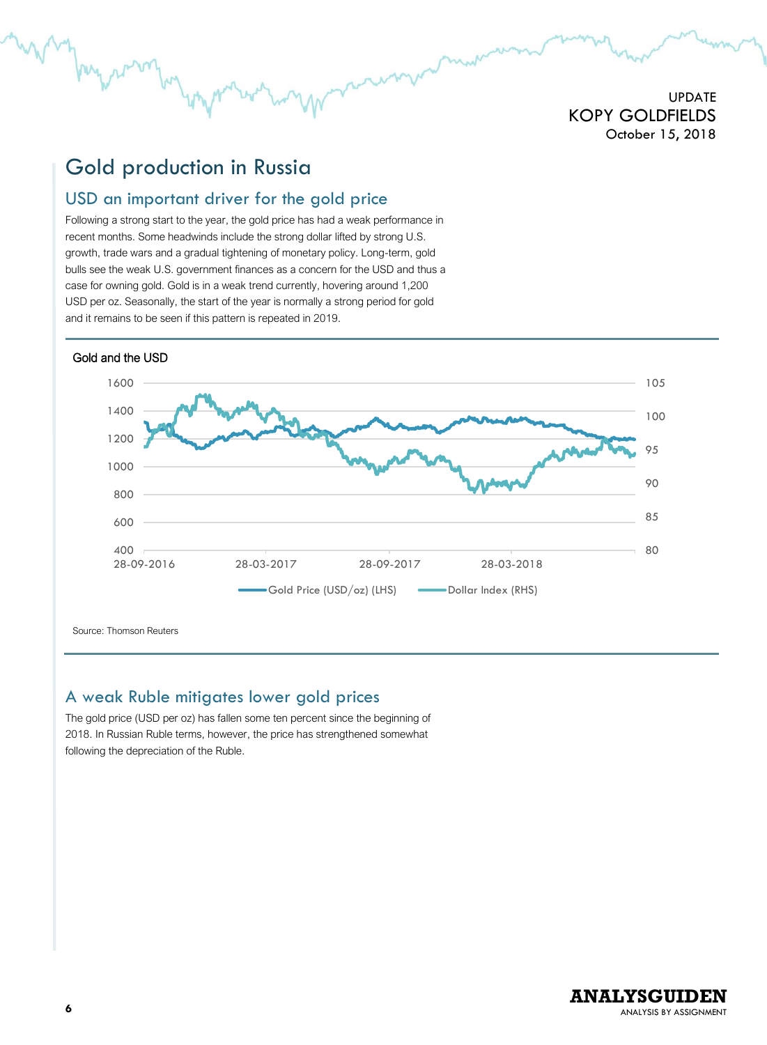# Gold production in Russia

## USD an important driver for the gold price

Following a strong start to the year, the gold price has had a weak performance in recent months. Some headwinds include the strong dollar lifted by strong U.S. growth, trade wars and a gradual tightening of monetary policy. Long-term, gold bulls see the weak U.S. government finances as a concern for the USD and thus a case for owning gold. Gold is in a weak trend currently, hovering around 1,200 USD per oz. Seasonally, the start of the year is normally a strong period for gold and it remains to be seen if this pattern is repeated in 2019.

Gold and the USD

Source: Thomson Reuters

## A weak Ruble mitigates lower gold prices

The gold price (USD per oz) has fallen some ten percent since the beginning of 2018. In Russian Ruble terms, however, the price has strengthened somewhat following the depreciation of the Ruble.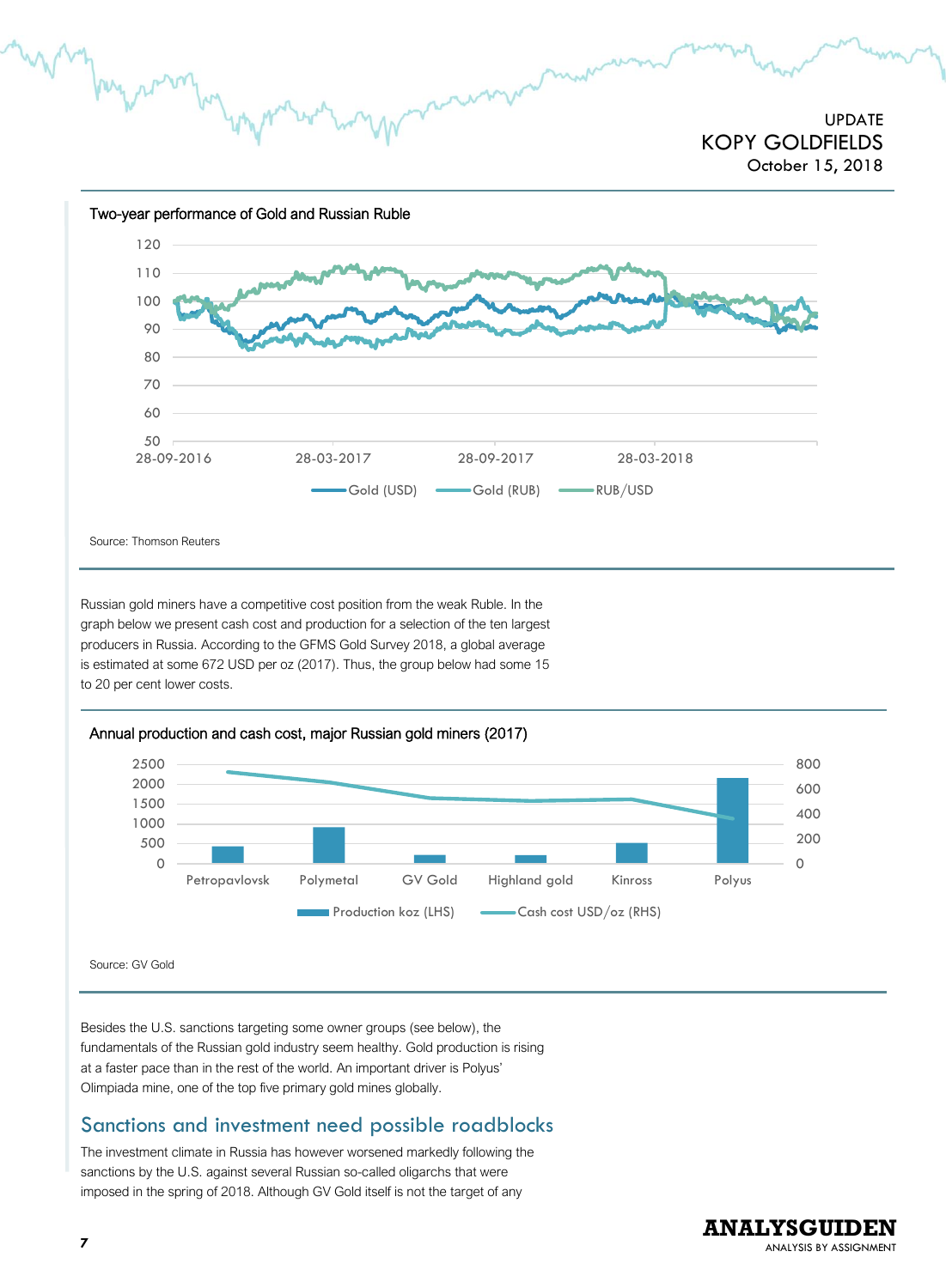Two-year performance of Gold and Russian Ruble

Source: Thomson Reuters

Russian gold miners have a competitive cost position from the weak Ruble. In the graph below we present cash cost and production for a selection of the ten largest producers in Russia. According to the GFMS Gold Survey 2018, a global average is estimated at some 672 USD per oz (2017). Thus, the group below had some 15 to 20 per cent lower costs.

Annual production and cash cost, major Russian gold miners (2017)

Source: GV Gold

Besides the U.S. sanctions targeting some owner groups (see below), the fundamentals of the Russian gold industry seem healthy. Gold production is rising at a faster pace than in the rest of the world. An important driver is Polyus' Olimpiada mine, one of the top five primary gold mines globally.

## Sanctions and investment need possible roadblocks

The investment climate in Russia has however worsened markedly following the sanctions by the U.S. against several Russian so-called oligarchs that were imposed in the spring of 2018. Although GV Gold itself is not the target of any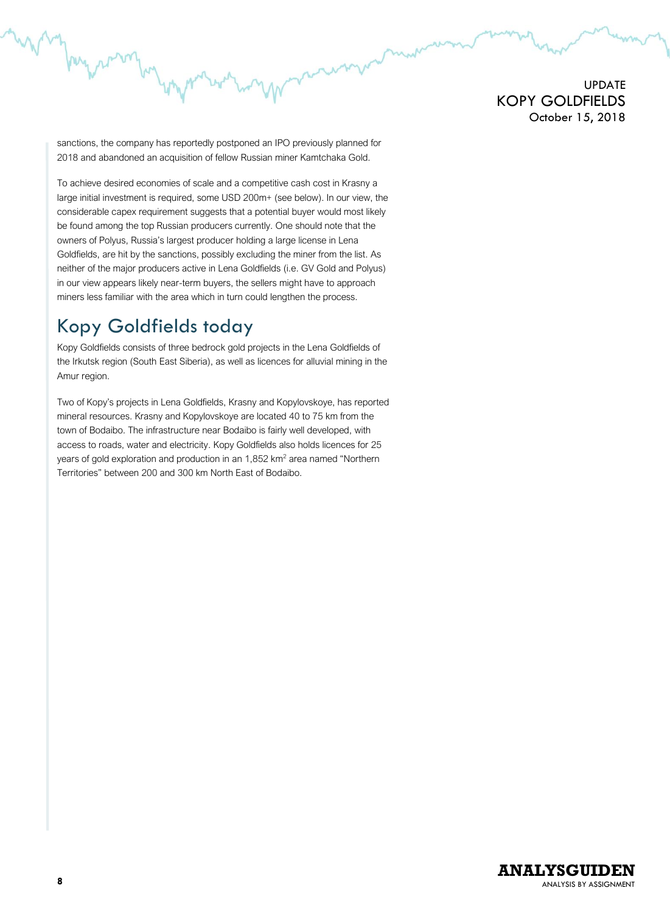sanctions, the company has reportedly postponed an IPO previously planned for 2018 and abandoned an acquisition of fellow Russian miner Kamtchaka Gold.

To achieve desired economies of scale and a competitive cash cost in Krasny a large initial investment is required, some USD 200m+ (see below). In our view, the considerable capex requirement suggests that a potential buyer would most likely be found among the top Russian producers currently. One should note that the owners of Polyus, Russia's largest producer holding a large license in Lena Goldfields, are hit by the sanctions, possibly excluding the miner from the list. As neither of the major producers active in Lena Goldfields (i.e. GV Gold and Polyus) in our view appears likely near-term buyers, the sellers might have to approach miners less familiar with the area which in turn could lengthen the process.

## Kopy Goldfields today

Kopy Goldfields consists of three bedrock gold projects in the Lena Goldfields of the Irkutsk region (South East Siberia), as well as licences for alluvial mining in the Amur region.

Two of Kopy's projects in Lena Goldfields, Krasny and Kopylovskoye, has reported mineral resources. Krasny and Kopylovskoye are located 40 to 75 km from the town of Bodaibo. The infrastructure near Bodaibo is fairly well developed, with access to roads, water and electricity. Kopy Goldfields also holds licences for 25 years of gold exploration and production in an 1,852 $km^2$ area named "Northern Territories" between 200 and 300 km North East of Bodaibo.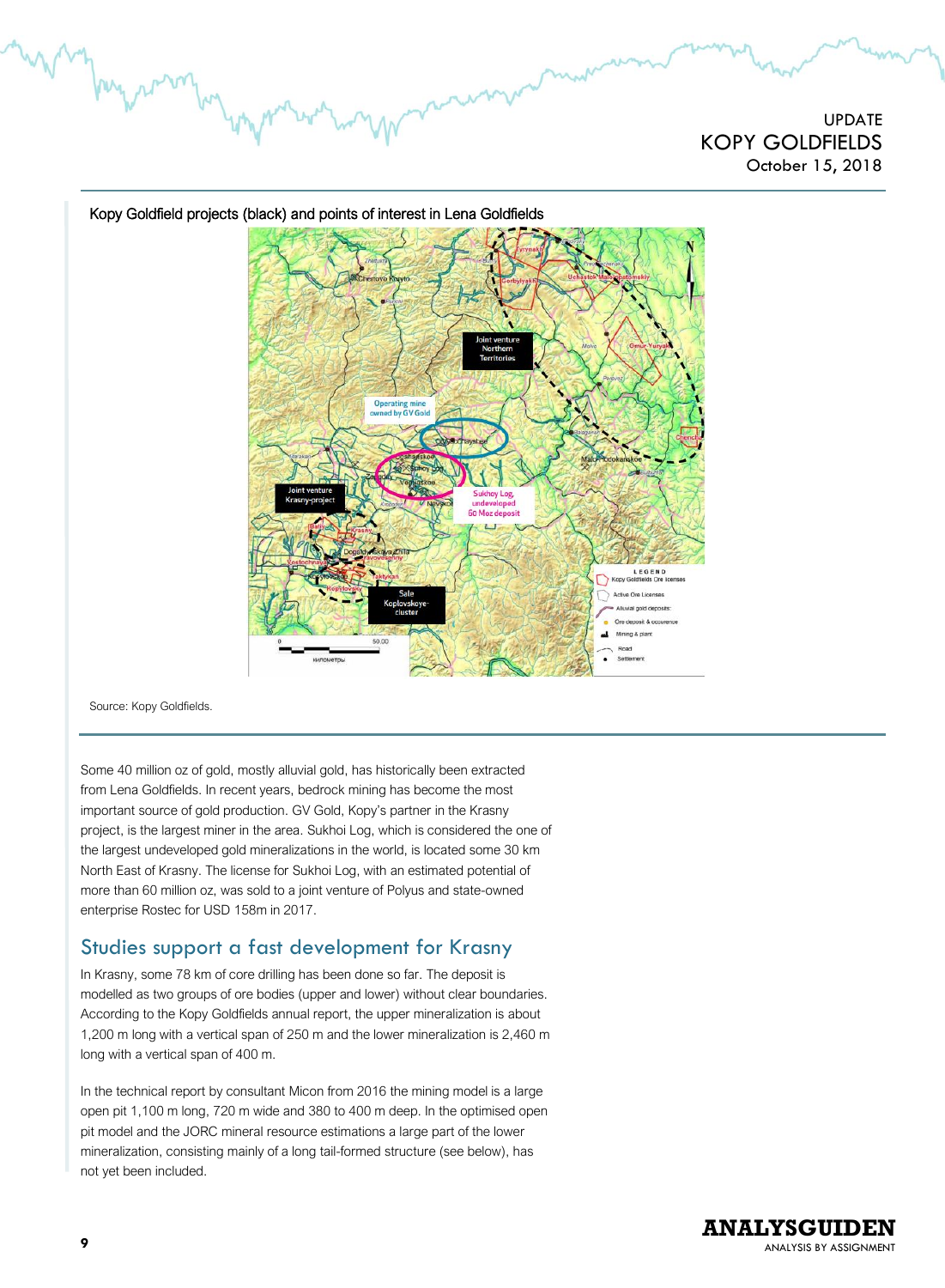Kopy Goldfield projects (black) and points of interest in Lena Goldfields

Source: Kopy Goldfields.

Some 40 million oz of gold, mostly alluvial gold, has historically been extracted from Lena Goldfields. In recent years, bedrock mining has become the most important source of gold production. GV Gold, Kopy's partner in the Krasny project, is the largest miner in the area. Sukhoi Log, which is considered the one of the largest undeveloped gold mineralizations in the world, is located some 30 km North East of Krasny. The license for Sukhoi Log, with an estimated potential of more than 60 million oz, was sold to a joint venture of Polyus and state-owned enterprise Rostec for USD 158m in 2017.

## Studies support a fast development for Krasny

In Krasny, some 78 km of core drilling has been done so far. The deposit is modelled as two groups of ore bodies (upper and lower) without clear boundaries. According to the Kopy Goldfields annual report, the upper mineralization is about 1,200 m long with a vertical span of 250 m and the lower mineralization is 2,460 m long with a vertical span of 400 m.

In the technical report by consultant Micon from 2016 the mining model is a large open pit 1,100 m long, 720 m wide and 380 to 400 m deep. In the optimised open pit model and the JORC mineral resource estimations a large part of the lower mineralization, consisting mainly of a long tail-formed structure (see below), has not yet been included.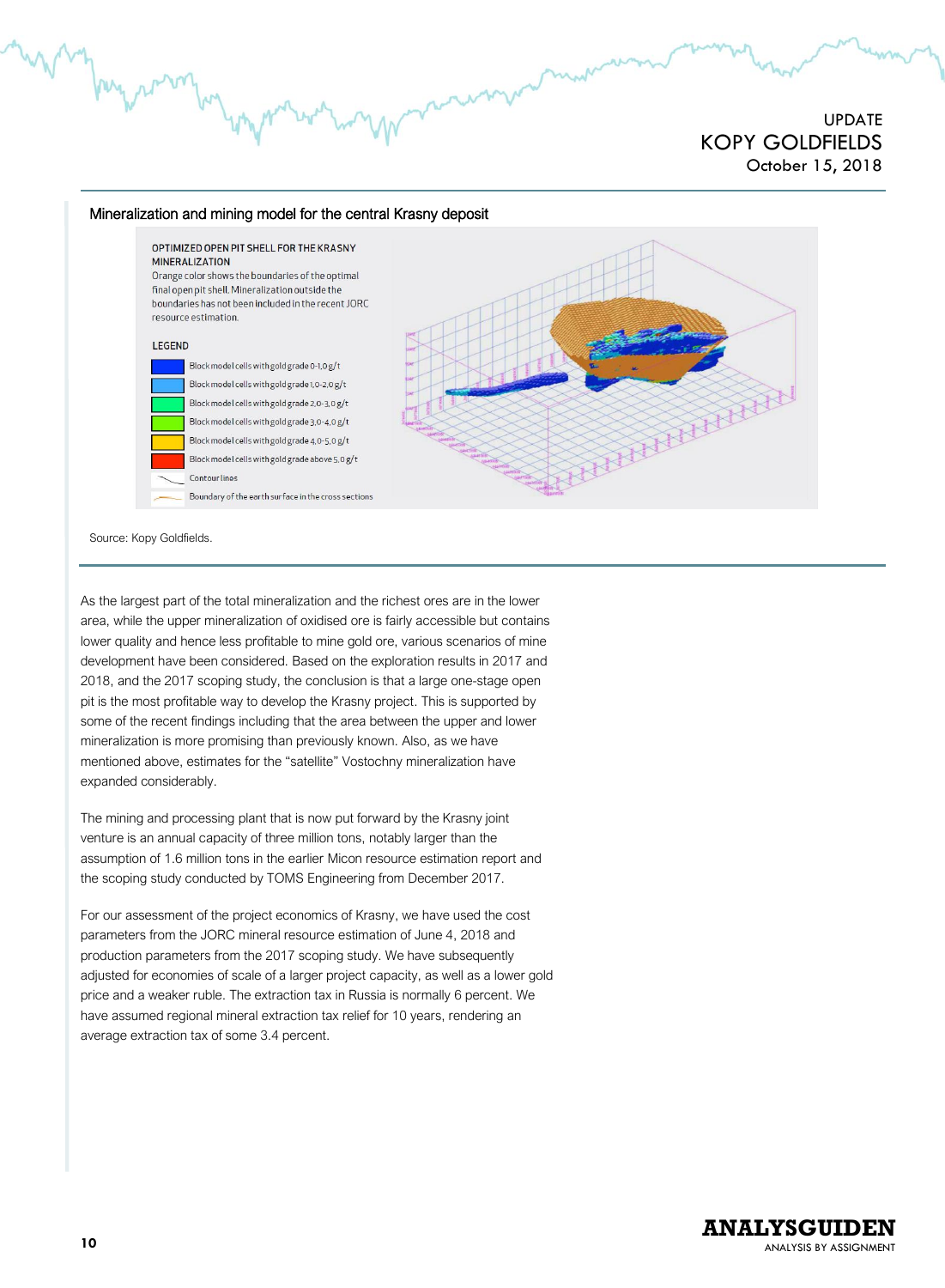Mineralization and mining model for the central Krasny deposit

OPTIMIZED OPEN PIT SHELL FOR THE KRASNY MINERALIZATION
Orange color shows the boundaries of the optimal final open pit shell. Mineralization outside the boundaries has not been included in the recent JORC resource estimation.

LEGEND

- Block model cells with gold grade 0-1,0 g/t
- Block model cells with gold grade 1,0-2,0 g/t
- Block model cells with gold grade 2,0-3,0 g/t
- Block model cells with gold grade 3,0-4,0 g/t
- Block model cells with gold grade 4,0-5,0 g/t
- Block model cells with gold grade above 5,0 g/t
- Contour lines
- Boundary of the earth surface in the cross sections

Source: Kopy Goldfields.

As the largest part of the total mineralization and the richest ores are in the lower area, while the upper mineralization of oxidised ore is fairly accessible but contains lower quality and hence less profitable to mine gold ore, various scenarios of mine development have been considered. Based on the exploration results in 2017 and 2018, and the 2017 scoping study, the conclusion is that a large one-stage open pit is the most profitable way to develop the Krasny project. This is supported by some of the recent findings including that the area between the upper and lower mineralization is more promising than previously known. Also, as we have mentioned above, estimates for the "satellite" Vostochny mineralization have expanded considerably.

The mining and processing plant that is now put forward by the Krasny joint venture is an annual capacity of three million tons, notably larger than the assumption of 1.6 million tons in the earlier Micon resource estimation report and the scoping study conducted by TOMS Engineering from December 2017.

For our assessment of the project economics of Krasny, we have used the cost parameters from the JORC mineral resource estimation of June 4, 2018 and production parameters from the 2017 scoping study. We have subsequently adjusted for economies of scale of a larger project capacity, as well as a lower gold price and a weaker ruble. The extraction tax in Russia is normally 6 percent. We have assumed regional mineral extraction tax relief for 10 years, rendering an average extraction tax of some 3.4 percent.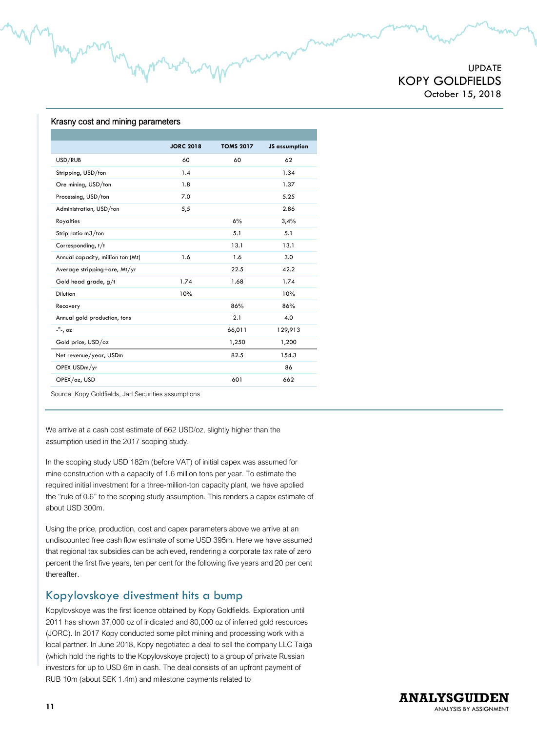Krasny cost and mining parameters

| | JORC 2018 | TOMS 2017 | JS assumption |
|---|---|---|---|
| USD/RUB | 60 | 60 | 62 |
| Stripping, USD/ton | 1.4 | | 1.34 |
| Ore mining, USD/ton | 1.8 | | 1.37 |
| Processing, USD/ton | 7.0 | | 5.25 |
| Administration, USD/ton | 5,5 | | 2.86 |
| Royalties | | 6% | 3,4% |
| Strip ratio m3/ton | | 5.1 | 5.1 |
| Corresponding, t/t | | 13.1 | 13.1 |
| Annual capacity, million ton (Mt) | 1.6 | 1.6 | 3.0 |
| Average stripping+ore, Mt/yr | | 22.5 | 42.2 |
| Gold head grade, g/t | 1.74 | 1.68 | 1.74 |
| Dilution | 10% | | 10% |
| Recovery | | 86% | 86% |
| Annual gold production, tons | | 2.1 | 4.0 |
| -"-, oz | | 66,011 | 129,913 |
| Gold price, USD/oz | | 1,250 | 1,200 |
| Net revenue/year, USDm | | 82.5 | 154.3 |
| OPEX USDm/yr | | | 86 |
| OPEX/oz, USD | | 601 | 662 |

Source: Kopy Goldfields, Jarl Securities assumptions

We arrive at a cash cost estimate of 662 USD/oz, slightly higher than the assumption used in the 2017 scoping study.

In the scoping study USD 182m (before VAT) of initial capex was assumed for mine construction with a capacity of 1.6 million tons per year. To estimate the required initial investment for a three-million-ton capacity plant, we have applied the "rule of 0.6" to the scoping study assumption. This renders a capex estimate of about USD 300m.

Using the price, production, cost and capex parameters above we arrive at an undiscounted free cash flow estimate of some USD 395m. Here we have assumed that regional tax subsidies can be achieved, rendering a corporate tax rate of zero percent the first five years, ten per cent for the following five years and 20 per cent thereafter.

## Kopylovskoye divestment hits a bump

Kopylovskoye was the first licence obtained by Kopy Goldfields. Exploration until 2011 has shown 37,000 oz of indicated and 80,000 oz of inferred gold resources (JORC). In 2017 Kopy conducted some pilot mining and processing work with a local partner. In June 2018, Kopy negotiated a deal to sell the company LLC Taiga (which hold the rights to the Kopylovskoye project) to a group of private Russian investors for up to USD 6m in cash. The deal consists of an upfront payment of RUB 10m (about SEK 1.4m) and milestone payments related to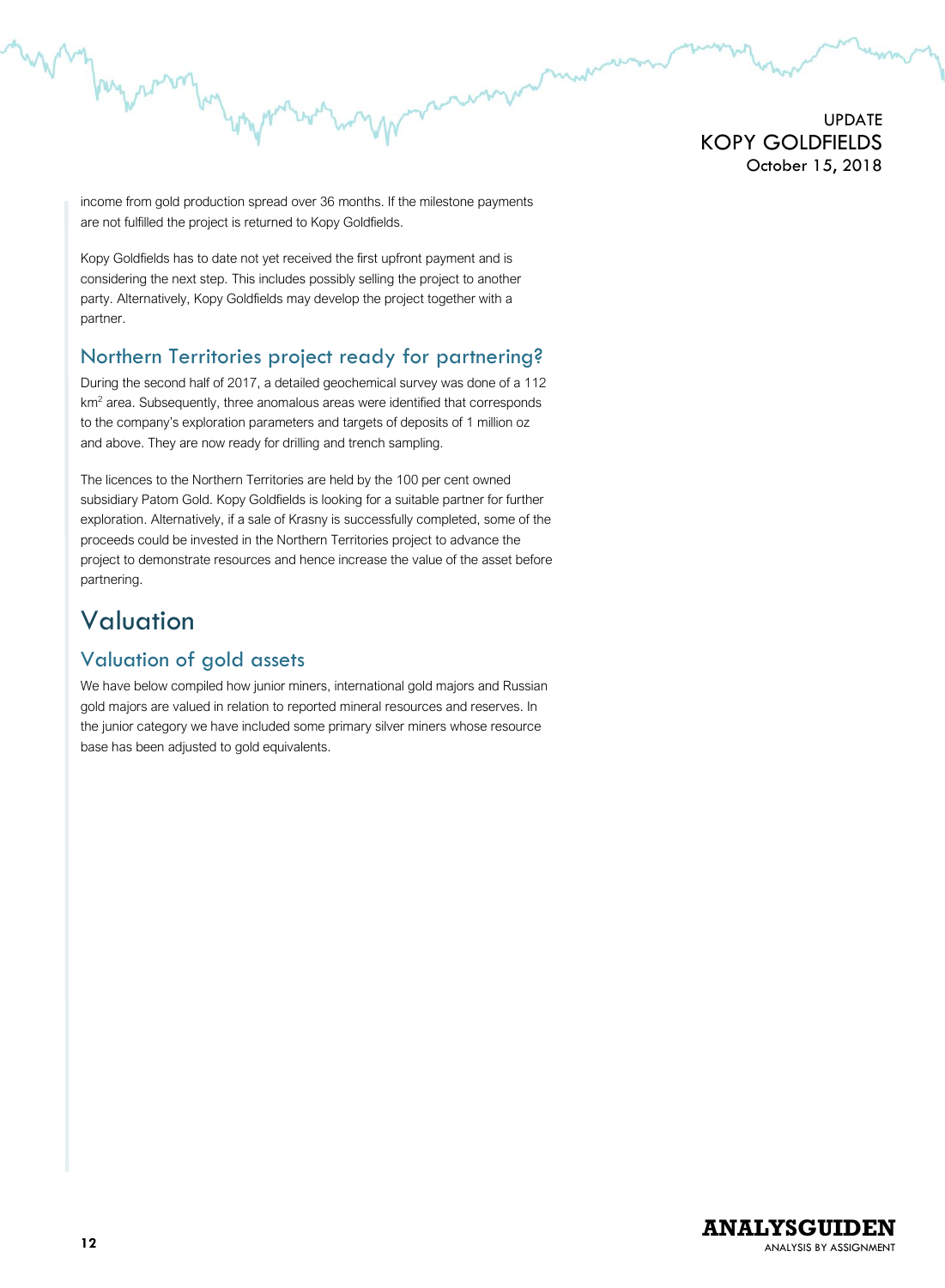income from gold production spread over 36 months. If the milestone payments are not fulfilled the project is returned to Kopy Goldfields.

Kopy Goldfields has to date not yet received the first upfront payment and is considering the next step. This includes possibly selling the project to another party. Alternatively, Kopy Goldfields may develop the project together with a partner.

### Northern Territories project ready for partnering?

During the second half of 2017, a detailed geochemical survey was done of a 112 km$^2$ area. Subsequently, three anomalous areas were identified that corresponds to the company's exploration parameters and targets of deposits of 1 million oz and above. They are now ready for drilling and trench sampling.

The licences to the Northern Territories are held by the 100 per cent owned subsidiary Patom Gold. Kopy Goldfields is looking for a suitable partner for further exploration. Alternatively, if a sale of Krasny is successfully completed, some of the proceeds could be invested in the Northern Territories project to advance the project to demonstrate resources and hence increase the value of the asset before partnering.

## Valuation

### Valuation of gold assets

We have below compiled how junior miners, international gold majors and Russian gold majors are valued in relation to reported mineral resources and reserves. In the junior category we have included some primary silver miners whose resource base has been adjusted to gold equivalents.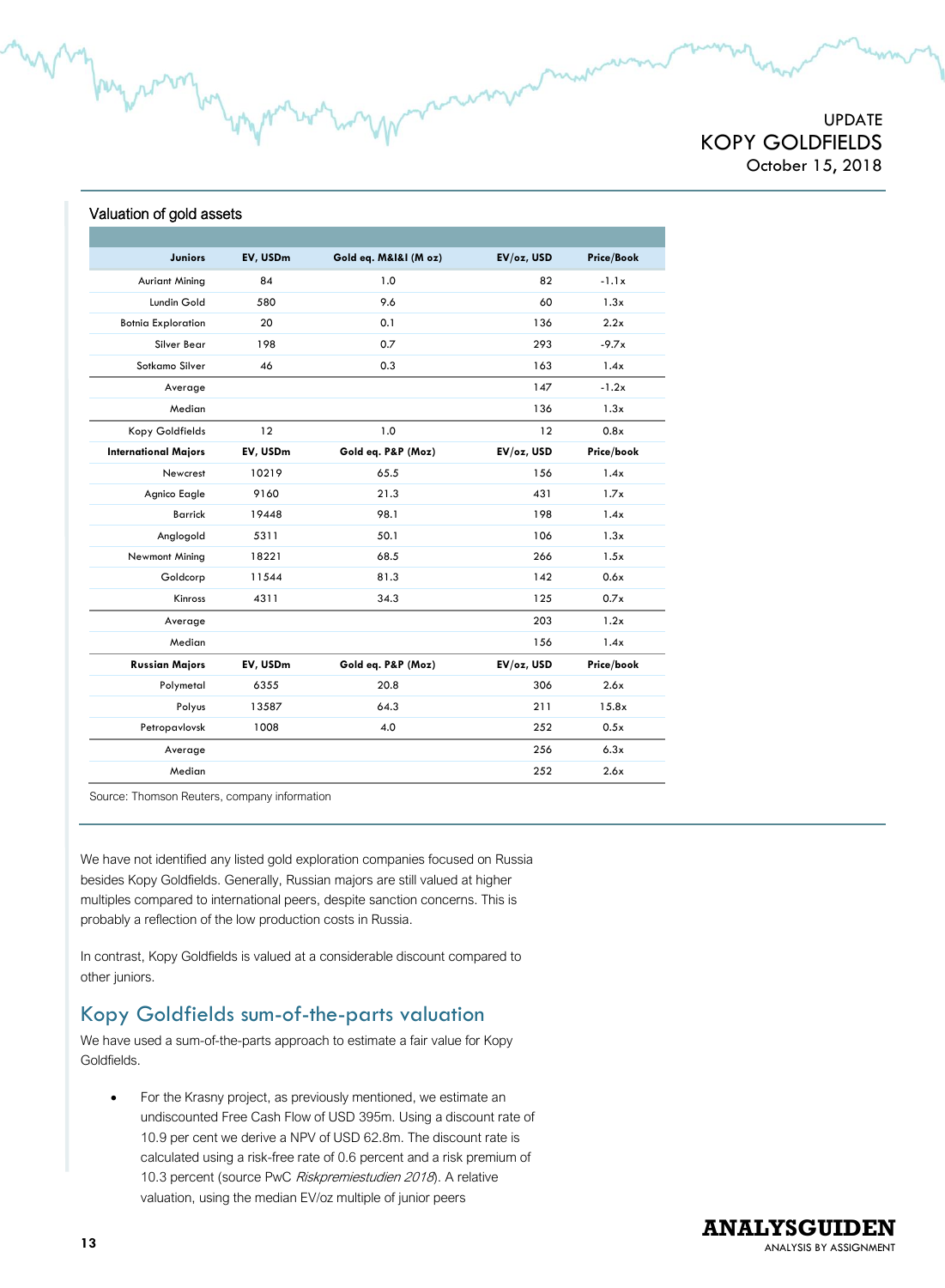Valuation of gold assets

| Juniors | EV, USDm | Gold eq. M&I&I (M oz) | EV/oz, USD | Price/Book |
|---|---|---|---|---|
| Auriant Mining | 84 | 1.0 | 82 | -1.1x |
| Lundin Gold | 580 | 9.6 | 60 | 1.3x |
| Botnia Exploration | 20 | 0.1 | 136 | 2.2x |
| Silver Bear | 198 | 0.7 | 293 | -9.7x |
| Sotkamo Silver | 46 | 0.3 | 163 | 1.4x |
| Average | | | 147 | -1.2x |
| Median | | | 136 | 1.3x |
| Kopy Goldfields | 12 | 1.0 | 12 | 0.8x |
| **International Majors** | **EV, USDm** | **Gold eq. P&P (Moz)** | **EV/oz, USD** | **Price/book** |
| Newcrest | 10219 | 65.5 | 156 | 1.4x |
| Agnico Eagle | 9160 | 21.3 | 431 | 1.7x |
| Barrick | 19448 | 98.1 | 198 | 1.4x |
| Anglogold | 5311 | 50.1 | 106 | 1.3x |
| Newmont Mining | 18221 | 68.5 | 266 | 1.5x |
| Goldcorp | 11544 | 81.3 | 142 | 0.6x |
| Kinross | 4311 | 34.3 | 125 | 0.7x |
| Average | | | 203 | 1.2x |
| Median | | | 156 | 1.4x |
| **Russian Majors** | **EV, USDm** | **Gold eq. P&P (Moz)** | **EV/oz, USD** | **Price/book** |
| Polymetal | 6355 | 20.8 | 306 | 2.6x |
| Polyus | 13587 | 64.3 | 211 | 15.8x |
| Petropavlovsk | 1008 | 4.0 | 252 | 0.5x |
| Average | | | 256 | 6.3x |
| Median | | | 252 | 2.6x |

Source: Thomson Reuters, company information

We have not identified any listed gold exploration companies focused on Russia besides Kopy Goldfields. Generally, Russian majors are still valued at higher multiples compared to international peers, despite sanction concerns. This is probably a reflection of the low production costs in Russia.

In contrast, Kopy Goldfields is valued at a considerable discount compared to other juniors.

## Kopy Goldfields sum-of-the-parts valuation

We have used a sum-of-the-parts approach to estimate a fair value for Kopy Goldfields.

- For the Krasny project, as previously mentioned, we estimate an undiscounted Free Cash Flow of USD 395m. Using a discount rate of 10.9 per cent we derive a NPV of USD 62.8m. The discount rate is calculated using a risk-free rate of 0.6 percent and a risk premium of 10.3 percent (source PwC *Riskpremiestudien 2018*). A relative valuation, using the median EV/oz multiple of junior peers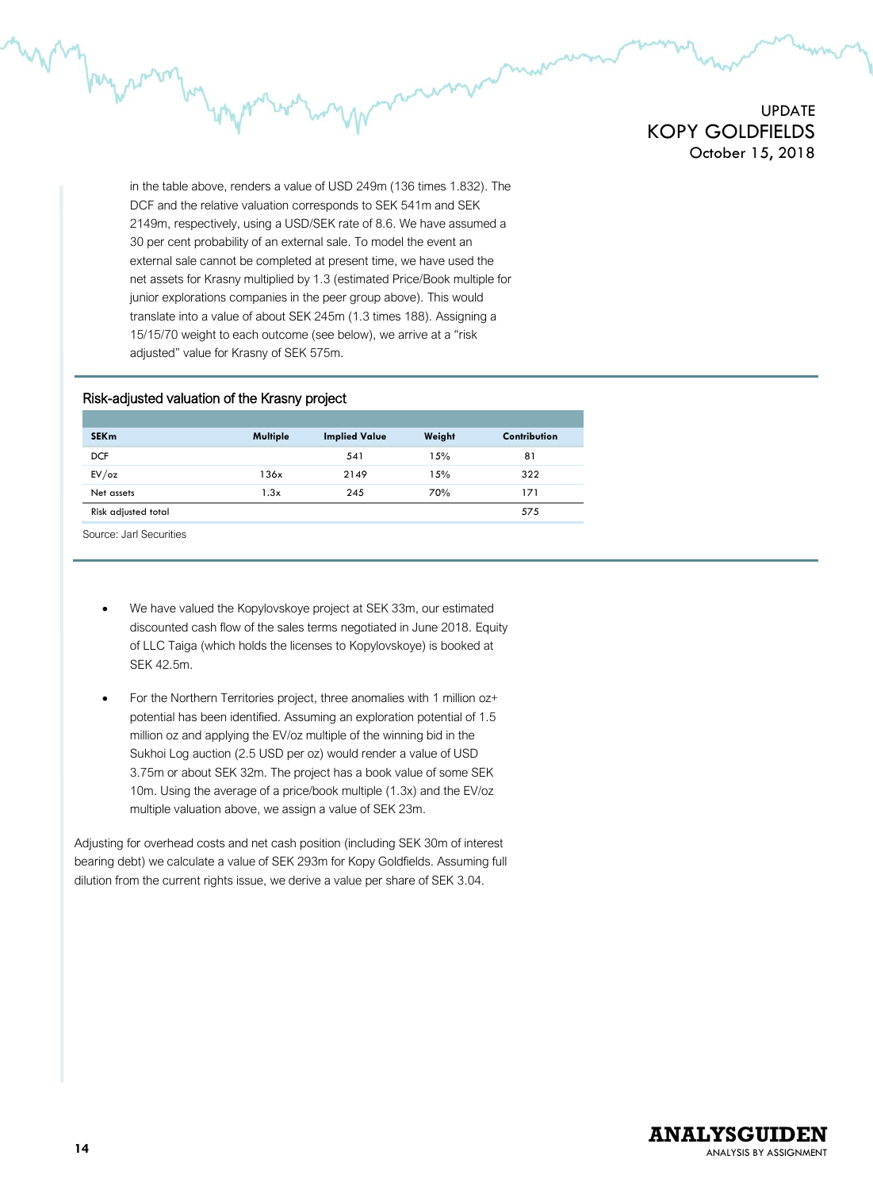in the table above, renders a value of USD 249m (136 times 1.832). The DCF and the relative valuation corresponds to SEK 541m and SEK 2149m, respectively, using a USD/SEK rate of 8.6. We have assumed a 30 per cent probability of an external sale. To model the event an external sale cannot be completed at present time, we have used the net assets for Krasny multiplied by 1.3 (estimated Price/Book multiple for junior explorations companies in the peer group above). This would translate into a value of about SEK 245m (1.3 times 188). Assigning a 15/15/70 weight to each outcome (see below), we arrive at a "risk adjusted" value for Krasny of SEK 575m.

**Risk-adjusted valuation of the Krasny project**

| SEKm | Multiple | Implied Value | Weight | Contribution |
|---|---|---|---|---|
| DCF | | 541 | 15% | 81 |
| EV/oz | 136x | 2149 | 15% | 322 |
| Net assets | 1.3x | 245 | 70% | 171 |
| Risk adjusted total | | | | 575 |

Source: Jarl Securities

- We have valued the Kopylovskoye project at SEK 33m, our estimated discounted cash flow of the sales terms negotiated in June 2018. Equity of LLC Taiga (which holds the licenses to Kopylovskoye) is booked at SEK 42.5m.

- For the Northern Territories project, three anomalies with 1 million oz+ potential has been identified. Assuming an exploration potential of 1.5 million oz and applying the EV/oz multiple of the winning bid in the Sukhoi Log auction (2.5 USD per oz) would render a value of USD 3.75m or about SEK 32m. The project has a book value of some SEK 10m. Using the average of a price/book multiple (1.3x) and the EV/oz multiple valuation above, we assign a value of SEK 23m.

Adjusting for overhead costs and net cash position (including SEK 30m of interest bearing debt) we calculate a value of SEK 293m for Kopy Goldfields. Assuming full dilution from the current rights issue, we derive a value per share of SEK 3.04.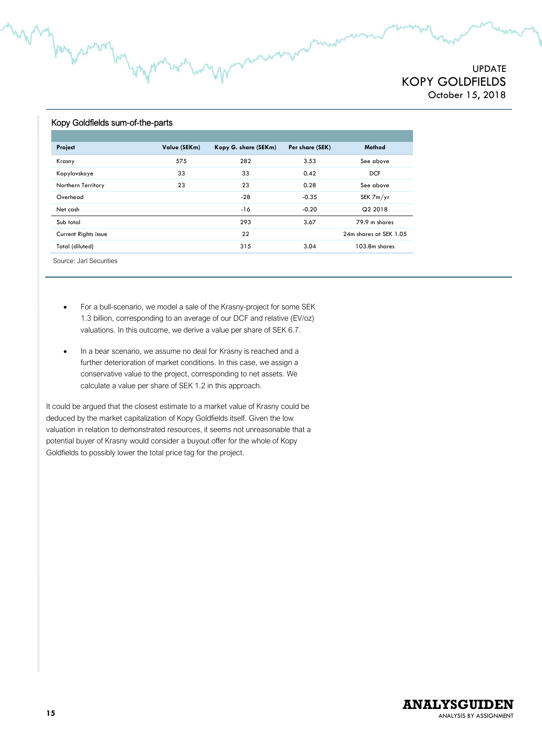Kopy Goldfields sum-of-the-parts

| Project | Value (SEKm) | Kopy G. share (SEKm) | Per share (SEK) | Method |
|---|---|---|---|---|
| Krasny | 575 | 282 | 3.53 | See above |
| Kopylovskoye | 33 | 33 | 0.42 | DCF |
| Northern Territory | 23 | 23 | 0.28 | See above |
| Overhead | | -28 | -0.35 | SEK 7m/yr |
| Net cash | | -16 | -0.20 | Q2 2018 |
| Sub total | | 293 | 3.67 | 79.9 m shares |
| Current Rights issue | | 22 | | 24m shares at SEK 1.05 |
| Total (diluted) | | 315 | 3.04 | 103.8m shares |

Source: Jarl Securities

- For a bull-scenario, we model a sale of the Krasny-project for some SEK 1.3 billion, corresponding to an average of our DCF and relative (EV/oz) valuations. In this outcome, we derive a value per share of SEK 6.7.
- In a bear scenario, we assume no deal for Krasny is reached and a further deterioration of market conditions. In this case, we assign a conservative value to the project, corresponding to net assets. We calculate a value per share of SEK 1.2 in this approach.

It could be argued that the closest estimate to a market value of Krasny could be deduced by the market capitalization of Kopy Goldfields itself. Given the low valuation in relation to demonstrated resources, it seems not unreasonable that a potential buyer of Krasny would consider a buyout offer for the whole of Kopy Goldfields to possibly lower the total price tag for the project.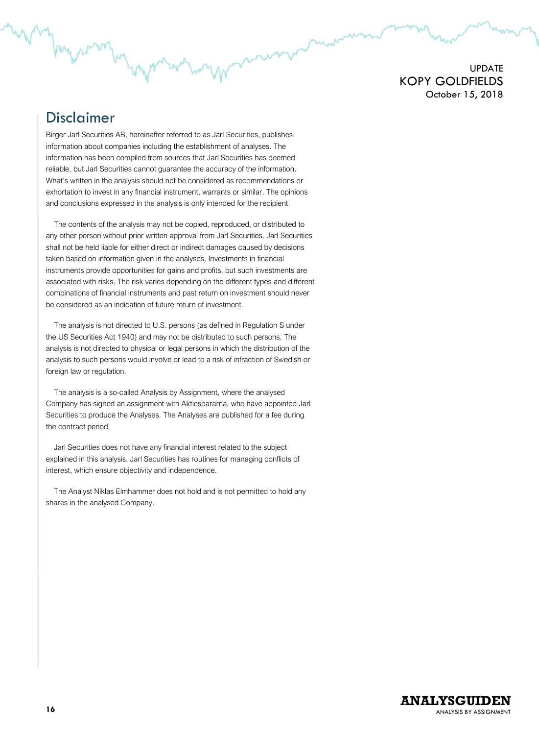## Disclaimer

Birger Jarl Securities AB, hereinafter referred to as Jarl Securities, publishes information about companies including the establishment of analyses. The information has been compiled from sources that Jarl Securities has deemed reliable, but Jarl Securities cannot guarantee the accuracy of the information. What's written in the analysis should not be considered as recommendations or exhortation to invest in any financial instrument, warrants or similar. The opinions and conclusions expressed in the analysis is only intended for the recipient

The contents of the analysis may not be copied, reproduced, or distributed to any other person without prior written approval from Jarl Securities. Jarl Securities shall not be held liable for either direct or indirect damages caused by decisions taken based on information given in the analyses. Investments in financial instruments provide opportunities for gains and profits, but such investments are associated with risks. The risk varies depending on the different types and different combinations of financial instruments and past return on investment should never be considered as an indication of future return of investment.

The analysis is not directed to U.S. persons (as defined in Regulation S under the US Securities Act 1940) and may not be distributed to such persons. The analysis is not directed to physical or legal persons in which the distribution of the analysis to such persons would involve or lead to a risk of infraction of Swedish or foreign law or regulation.

The analysis is a so-called Analysis by Assignment, where the analysed Company has signed an assignment with Aktiespararna, who have appointed Jarl Securities to produce the Analyses. The Analyses are published for a fee during the contract period.

Jarl Securities does not have any financial interest related to the subject explained in this analysis. Jarl Securities has routines for managing conflicts of interest, which ensure objectivity and independence.

The Analyst Niklas Elmhammer does not hold and is not permitted to hold any shares in the analysed Company.